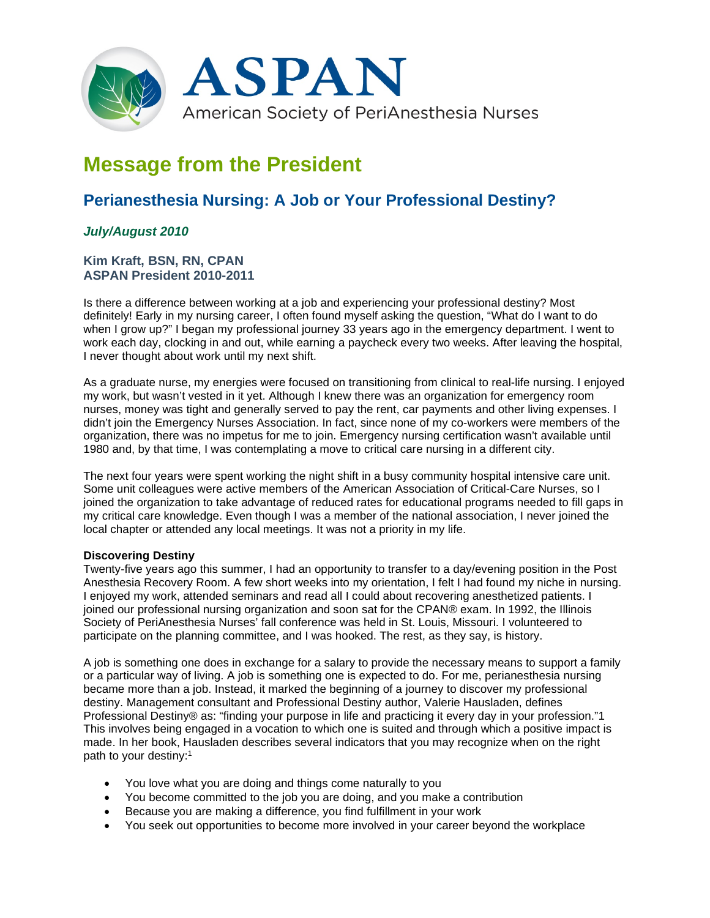# ASPAN

American Society of PeriAnesthesia Nurses

## Message from the President

### Perianesthesia Nursing: A Job or Your Professional Destiny?

*July/August 2010*

**Kim Kraft, BSN, RN, CPAN**
**ASPAN President 2010-2011**

Is there a difference between working at a job and experiencing your professional destiny? Most definitely! Early in my nursing career, I often found myself asking the question, "What do I want to do when I grow up?" I began my professional journey 33 years ago in the emergency department. I went to work each day, clocking in and out, while earning a paycheck every two weeks. After leaving the hospital, I never thought about work until my next shift.

As a graduate nurse, my energies were focused on transitioning from clinical to real-life nursing. I enjoyed my work, but wasn't vested in it yet. Although I knew there was an organization for emergency room nurses, money was tight and generally served to pay the rent, car payments and other living expenses. I didn't join the Emergency Nurses Association. In fact, since none of my co-workers were members of the organization, there was no impetus for me to join. Emergency nursing certification wasn't available until 1980 and, by that time, I was contemplating a move to critical care nursing in a different city.

The next four years were spent working the night shift in a busy community hospital intensive care unit. Some unit colleagues were active members of the American Association of Critical-Care Nurses, so I joined the organization to take advantage of reduced rates for educational programs needed to fill gaps in my critical care knowledge. Even though I was a member of the national association, I never joined the local chapter or attended any local meetings. It was not a priority in my life.

**Discovering Destiny**

Twenty-five years ago this summer, I had an opportunity to transfer to a day/evening position in the Post Anesthesia Recovery Room. A few short weeks into my orientation, I felt I had found my niche in nursing. I enjoyed my work, attended seminars and read all I could about recovering anesthetized patients. I joined our professional nursing organization and soon sat for the CPAN® exam. In 1992, the Illinois Society of PeriAnesthesia Nurses' fall conference was held in St. Louis, Missouri. I volunteered to participate on the planning committee, and I was hooked. The rest, as they say, is history.

A job is something one does in exchange for a salary to provide the necessary means to support a family or a particular way of living. A job is something one is expected to do. For me, perianesthesia nursing became more than a job. Instead, it marked the beginning of a journey to discover my professional destiny. Management consultant and Professional Destiny author, Valerie Hausladen, defines Professional Destiny® as: "finding your purpose in life and practicing it every day in your profession."1 This involves being engaged in a vocation to which one is suited and through which a positive impact is made. In her book, Hausladen describes several indicators that you may recognize when on the right path to your destiny:[1]

- You love what you are doing and things come naturally to you
- You become committed to the job you are doing, and you make a contribution
- Because you are making a difference, you find fulfillment in your work
- You seek out opportunities to become more involved in your career beyond the workplace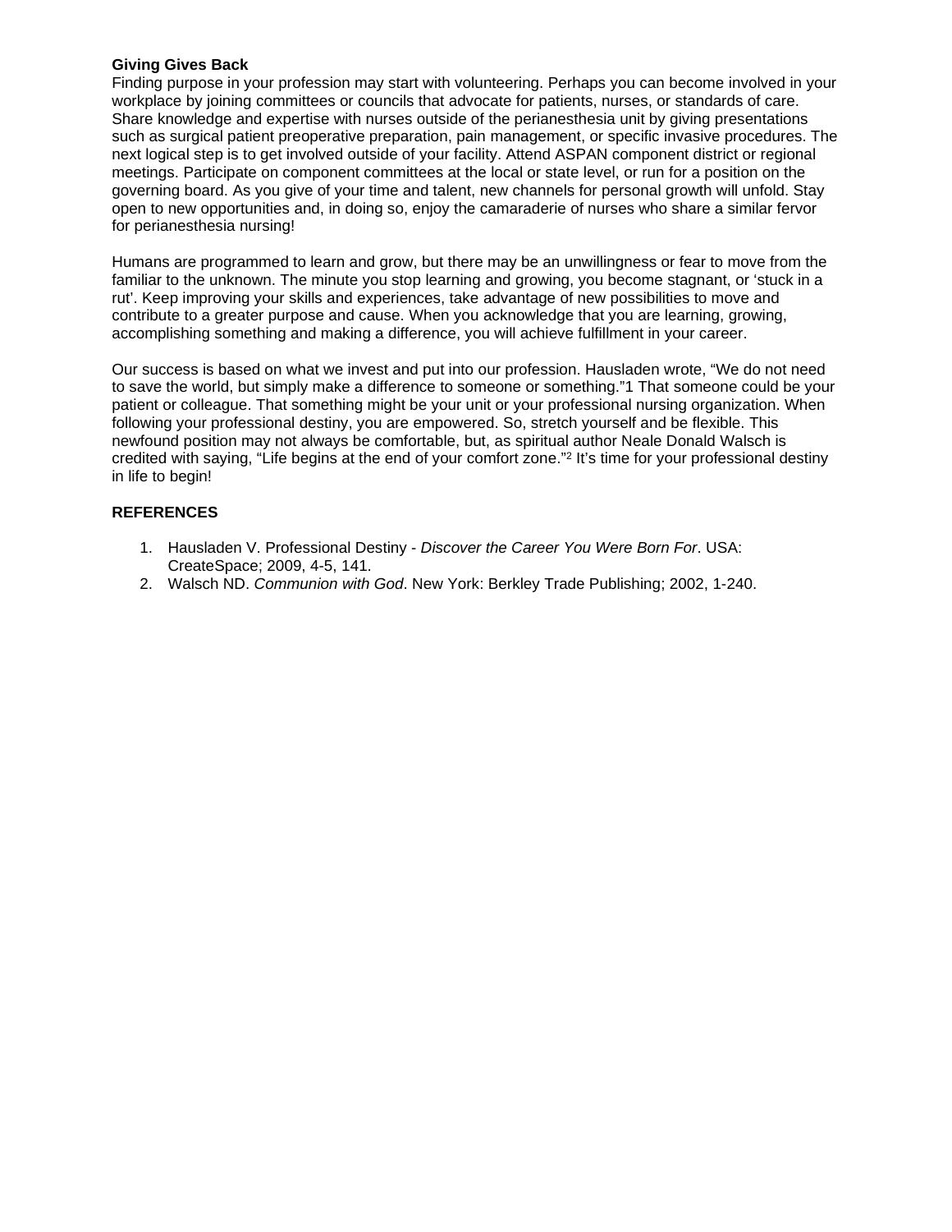**Giving Gives Back**

Finding purpose in your profession may start with volunteering. Perhaps you can become involved in your workplace by joining committees or councils that advocate for patients, nurses, or standards of care. Share knowledge and expertise with nurses outside of the perianesthesia unit by giving presentations such as surgical patient preoperative preparation, pain management, or specific invasive procedures. The next logical step is to get involved outside of your facility. Attend ASPAN component district or regional meetings. Participate on component committees at the local or state level, or run for a position on the governing board. As you give of your time and talent, new channels for personal growth will unfold. Stay open to new opportunities and, in doing so, enjoy the camaraderie of nurses who share a similar fervor for perianesthesia nursing!

Humans are programmed to learn and grow, but there may be an unwillingness or fear to move from the familiar to the unknown. The minute you stop learning and growing, you become stagnant, or 'stuck in a rut'. Keep improving your skills and experiences, take advantage of new possibilities to move and contribute to a greater purpose and cause. When you acknowledge that you are learning, growing, accomplishing something and making a difference, you will achieve fulfillment in your career.

Our success is based on what we invest and put into our profession. Hausladen wrote, "We do not need to save the world, but simply make a difference to someone or something."1 That someone could be your patient or colleague. That something might be your unit or your professional nursing organization. When following your professional destiny, you are empowered. So, stretch yourself and be flexible. This newfound position may not always be comfortable, but, as spiritual author Neale Donald Walsch is credited with saying, "Life begins at the end of your comfort zone."[2] It's time for your professional destiny in life to begin!

**REFERENCES**

1. Hausladen V. Professional Destiny - *Discover the Career You Were Born For*. USA: CreateSpace; 2009, 4-5, 141.
2. Walsch ND. *Communion with God*. New York: Berkley Trade Publishing; 2002, 1-240.